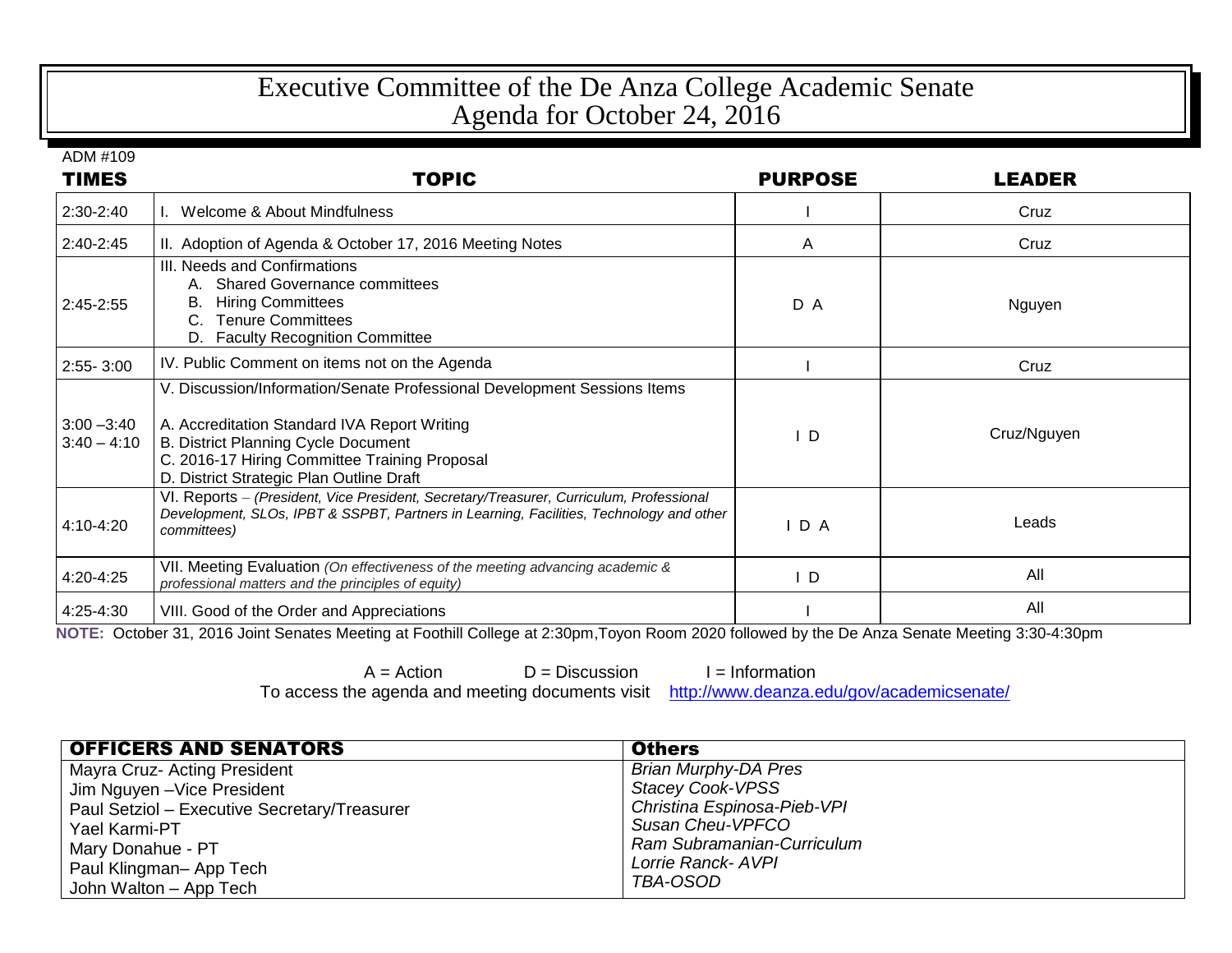# Executive Committee of the De Anza College Academic Senate
# Agenda for October 24, 2016

ADM #109

| TIMES | TOPIC | PURPOSE | LEADER |
|---|---|---|---|
| 2:30-2:40 | I. Welcome & About Mindfulness | I | Cruz |
| 2:40-2:45 | II. Adoption of Agenda & October 17, 2016 Meeting Notes | A | Cruz |
| 2:45-2:55 | III. Needs and Confirmations<br>A. Shared Governance committees<br>B. Hiring Committees<br>C. Tenure Committees<br>D. Faculty Recognition Committee | D A | Nguyen |
| 2:55- 3:00 | IV. Public Comment on items not on the Agenda | I | Cruz |
| 3:00 –3:40<br>3:40 – 4:10 | V. Discussion/Information/Senate Professional Development Sessions Items<br>A. Accreditation Standard IVA Report Writing<br>B. District Planning Cycle Document<br>C. 2016-17 Hiring Committee Training Proposal<br>D. District Strategic Plan Outline Draft | I D | Cruz/Nguyen |
| 4:10-4:20 | VI. Reports – *(President, Vice President, Secretary/Treasurer, Curriculum, Professional Development, SLOs, IPBT & SSPBT, Partners in Learning, Facilities, Technology and other committees)* | I D A | Leads |
| 4:20-4:25 | VII. Meeting Evaluation *(On effectiveness of the meeting advancing academic & professional matters and the principles of equity)* | I D | All |
| 4:25-4:30 | VIII. Good of the Order and Appreciations | I | All |

**NOTE:** October 31, 2016 Joint Senates Meeting at Foothill College at 2:30pm,Toyon Room 2020 followed by the De Anza Senate Meeting 3:30-4:30pm

A = Action D = Discussion I = Information

To access the agenda and meeting documents visit http://www.deanza.edu/gov/academicsenate/

| OFFICERS AND SENATORS | Others |
|---|---|
| Mayra Cruz- Acting President | *Brian Murphy-DA Pres* |
| Jim Nguyen –Vice President | *Stacey Cook-VPSS* |
| Paul Setziol – Executive Secretary/Treasurer | *Christina Espinosa-Pieb-VPI* |
| Yael Karmi-PT | *Susan Cheu-VPFCO* |
| Mary Donahue - PT | *Ram Subramanian-Curriculum* |
| Paul Klingman– App Tech | *Lorrie Ranck- AVPI* |
| John Walton – App Tech | *TBA-OSOD* |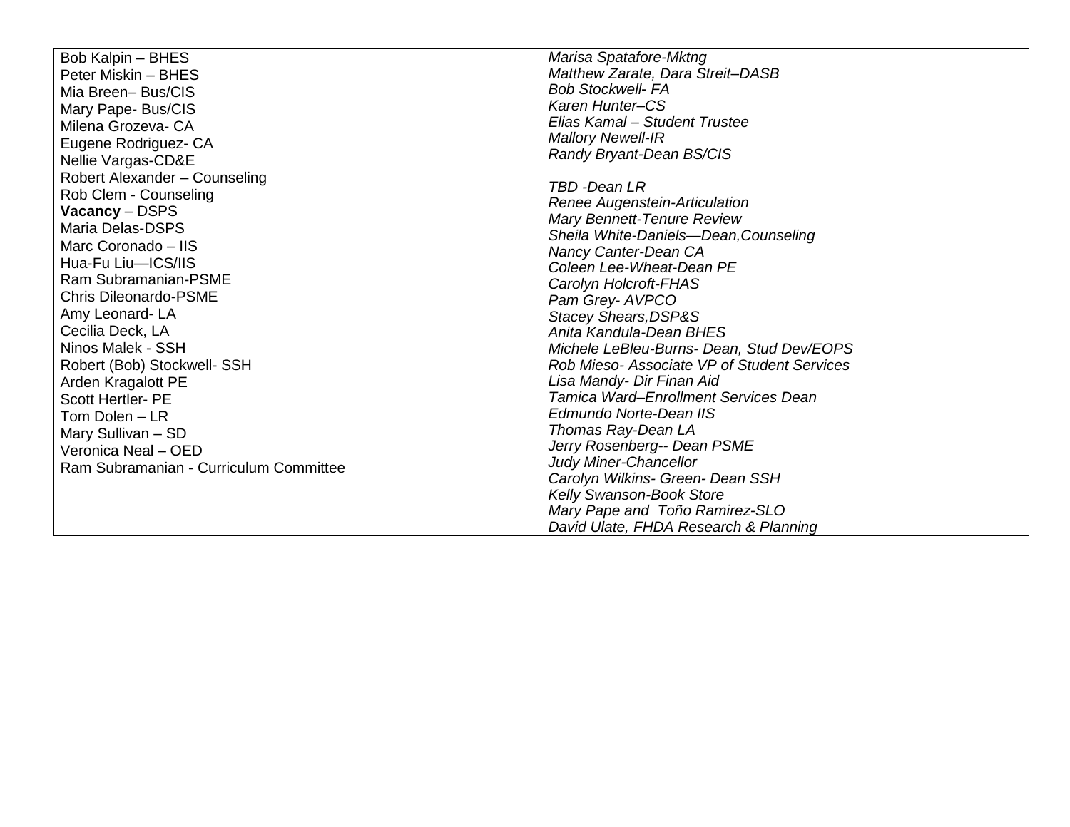| | |
|---|---|
| Bob Kalpin – BHES<br>Peter Miskin – BHES<br>Mia Breen– Bus/CIS<br>Mary Pape- Bus/CIS<br>Milena Grozeva- CA<br>Eugene Rodriguez- CA<br>Nellie Vargas-CD&E<br>Robert Alexander – Counseling<br>Rob Clem - Counseling<br>**Vacancy** – DSPS<br>Maria Delas-DSPS<br>Marc Coronado – IIS<br>Hua-Fu Liu—ICS/IIS<br>Ram Subramanian-PSME<br>Chris Dileonardo-PSME<br>Amy Leonard- LA<br>Cecilia Deck, LA<br>Ninos Malek - SSH<br>Robert (Bob) Stockwell- SSH<br>Arden Kragalott PE<br>Scott Hertler- PE<br>Tom Dolen – LR<br>Mary Sullivan – SD<br>Veronica Neal – OED<br>Ram Subramanian - Curriculum Committee | *Marisa Spatafore-Mktng*<br>*Matthew Zarate, Dara Streit–DASB*<br>*Bob Stockwell- FA*<br>*Karen Hunter–CS*<br>*Elias Kamal – Student Trustee*<br>*Mallory Newell-IR*<br>*Randy Bryant-Dean BS/CIS*<br><br>*TBD -Dean LR*<br>*Renee Augenstein-Articulation*<br>*Mary Bennett-Tenure Review*<br>*Sheila White-Daniels—Dean,Counseling*<br>*Nancy Canter-Dean CA*<br>*Coleen Lee-Wheat-Dean PE*<br>*Carolyn Holcroft-FHAS*<br>*Pam Grey- AVPCO*<br>*Stacey Shears,DSP&S*<br>*Anita Kandula-Dean BHES*<br>*Michele LeBleu-Burns- Dean, Stud Dev/EOPS*<br>*Rob Mieso- Associate VP of Student Services*<br>*Lisa Mandy- Dir Finan Aid*<br>*Tamica Ward–Enrollment Services Dean*<br>*Edmundo Norte-Dean IIS*<br>*Thomas Ray-Dean LA*<br>*Jerry Rosenberg-- Dean PSME*<br>*Judy Miner-Chancellor*<br>*Carolyn Wilkins- Green- Dean SSH*<br>*Kelly Swanson-Book Store*<br>*Mary Pape and Toño Ramirez-SLO*<br>*David Ulate, FHDA Research & Planning* |